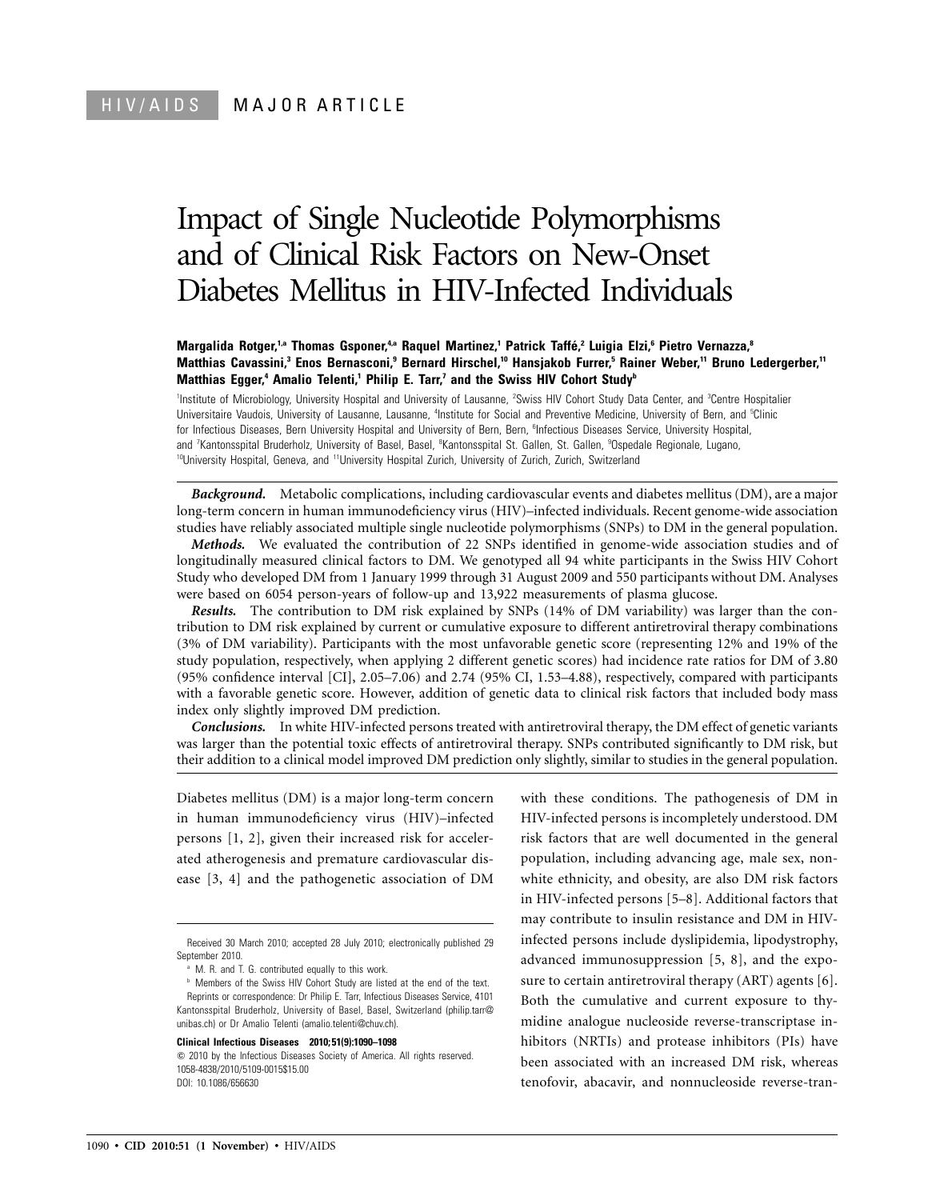HIV/AIDS MAJOR ARTICLE

# Impact of Single Nucleotide Polymorphisms and of Clinical Risk Factors on New-Onset Diabetes Mellitus in HIV-Infected Individuals

**Margalida Rotger,[1,a] Thomas Gsponer,[4,a] Raquel Martinez,[1] Patrick Taffé,[2] Luigia Elzi,[6] Pietro Vernazza,[8] Matthias Cavassini,[3] Enos Bernasconi,[9] Bernard Hirschel,[10] Hansjakob Furrer,[5] Rainer Weber,[11] Bruno Ledergerber,[11] Matthias Egger,[4] Amalio Telenti,[1] Philip E. Tarr,[7] and the Swiss HIV Cohort Study[b]**

[1]Institute of Microbiology, University Hospital and University of Lausanne, [2]Swiss HIV Cohort Study Data Center, and [3]Centre Hospitalier Universitaire Vaudois, University of Lausanne, Lausanne, [4]Institute for Social and Preventive Medicine, University of Bern, and [5]Clinic for Infectious Diseases, Bern University Hospital and University of Bern, Bern, [6]Infectious Diseases Service, University Hospital, and [7]Kantonsspital Bruderholz, University of Basel, Basel, [8]Kantonsspital St. Gallen, St. Gallen, [9]Ospedale Regionale, Lugano, [10]University Hospital, Geneva, and [11]University Hospital Zurich, University of Zurich, Zurich, Switzerland

***Background.*** Metabolic complications, including cardiovascular events and diabetes mellitus (DM), are a major long-term concern in human immunodeficiency virus (HIV)–infected individuals. Recent genome-wide association studies have reliably associated multiple single nucleotide polymorphisms (SNPs) to DM in the general population.

***Methods.*** We evaluated the contribution of 22 SNPs identified in genome-wide association studies and of longitudinally measured clinical factors to DM. We genotyped all 94 white participants in the Swiss HIV Cohort Study who developed DM from 1 January 1999 through 31 August 2009 and 550 participants without DM. Analyses were based on 6054 person-years of follow-up and 13,922 measurements of plasma glucose.

***Results.*** The contribution to DM risk explained by SNPs (14% of DM variability) was larger than the contribution to DM risk explained by current or cumulative exposure to different antiretroviral therapy combinations (3% of DM variability). Participants with the most unfavorable genetic score (representing 12% and 19% of the study population, respectively, when applying 2 different genetic scores) had incidence rate ratios for DM of 3.80 (95% confidence interval [CI], 2.05–7.06) and 2.74 (95% CI, 1.53–4.88), respectively, compared with participants with a favorable genetic score. However, addition of genetic data to clinical risk factors that included body mass index only slightly improved DM prediction.

***Conclusions.*** In white HIV-infected persons treated with antiretroviral therapy, the DM effect of genetic variants was larger than the potential toxic effects of antiretroviral therapy. SNPs contributed significantly to DM risk, but their addition to a clinical model improved DM prediction only slightly, similar to studies in the general population.

Diabetes mellitus (DM) is a major long-term concern in human immunodeficiency virus (HIV)–infected persons [1, 2], given their increased risk for accelerated atherogenesis and premature cardiovascular disease [3, 4] and the pathogenetic association of DM with these conditions. The pathogenesis of DM in HIV-infected persons is incompletely understood. DM risk factors that are well documented in the general population, including advancing age, male sex, nonwhite ethnicity, and obesity, are also DM risk factors in HIV-infected persons [5–8]. Additional factors that may contribute to insulin resistance and DM in HIV-infected persons include dyslipidemia, lipodystrophy, advanced immunosuppression [5, 8], and the exposure to certain antiretroviral therapy (ART) agents [6]. Both the cumulative and current exposure to thymidine analogue nucleoside reverse-transcriptase inhibitors (NRTIs) and protease inhibitors (PIs) have been associated with an increased DM risk, whereas tenofovir, abacavir, and nonnucleoside reverse-tran-

Received 30 March 2010; accepted 28 July 2010; electronically published 29 September 2010.

[a] M. R. and T. G. contributed equally to this work.

[b] Members of the Swiss HIV Cohort Study are listed at the end of the text.

Reprints or correspondence: Dr Philip E. Tarr, Infectious Diseases Service, 4101 Kantonsspital Bruderholz, University of Basel, Basel, Switzerland (philip.tarr@unibas.ch) or Dr Amalio Telenti (amalio.telenti@chuv.ch).

**Clinical Infectious Diseases 2010; 51(9):1090–1098**

© 2010 by the Infectious Diseases Society of America. All rights reserved. 1058-4838/2010/5109-0015$15.00 DOI: 10.1086/656630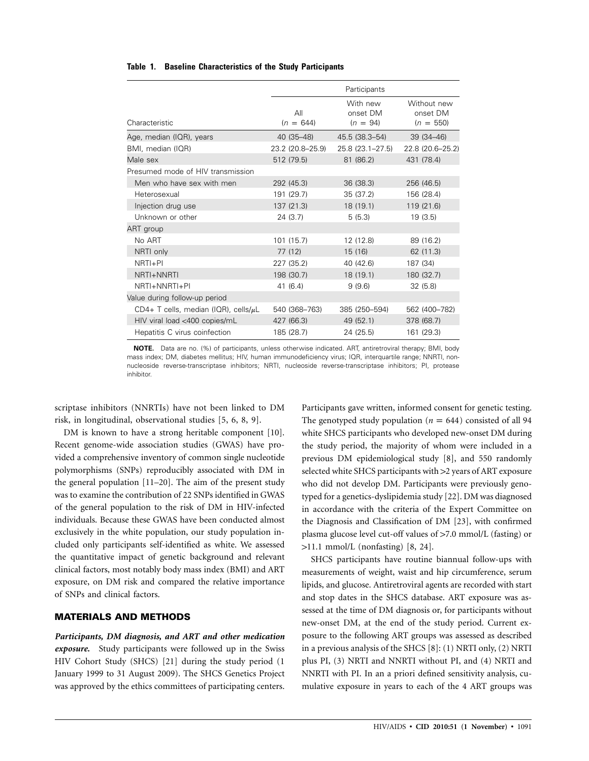**Table 1. Baseline Characteristics of the Study Participants**

| Characteristic | Participants | | |
|---|---|---|---|
| | All ($n$ = 644) | With new onset DM ($n$ = 94) | Without new onset DM ($n$ = 550) |
| Age, median (IQR), years | 40 (35–48) | 45.5 (38.3–54) | 39 (34–46) |
| BMI, median (IQR) | 23.2 (20.8–25.9) | 25.8 (23.1–27.5) | 22.8 (20.6–25.2) |
| Male sex | 512 (79.5) | 81 (86.2) | 431 (78.4) |
| Presumed mode of HIV transmission | | | |
| Men who have sex with men | 292 (45.3) | 36 (38.3) | 256 (46.5) |
| Heterosexual | 191 (29.7) | 35 (37.2) | 156 (28.4) |
| Injection drug use | 137 (21.3) | 18 (19.1) | 119 (21.6) |
| Unknown or other | 24 (3.7) | 5 (5.3) | 19 (3.5) |
| ART group | | | |
| No ART | 101 (15.7) | 12 (12.8) | 89 (16.2) |
| NRTI only | 77 (12) | 15 (16) | 62 (11.3) |
| NRTI+PI | 227 (35.2) | 40 (42.6) | 187 (34) |
| NRTI+NNRTI | 198 (30.7) | 18 (19.1) | 180 (32.7) |
| NRTI+NNRTI+PI | 41 (6.4) | 9 (9.6) | 32 (5.8) |
| Value during follow-up period | | | |
| CD4+ T cells, median (IQR), cells/$\mu$L | 540 (368–763) | 385 (250–594) | 562 (400–782) |
| HIV viral load <400 copies/mL | 427 (66.3) | 49 (52.1) | 378 (68.7) |
| Hepatitis C virus coinfection | 185 (28.7) | 24 (25.5) | 161 (29.3) |

**NOTE.** Data are no. (%) of participants, unless otherwise indicated. ART, antiretroviral therapy; BMI, body mass index; DM, diabetes mellitus; HIV, human immunodeficiency virus; IQR, interquartile range; NNRTI, non-nucleoside reverse-transcriptase inhibitors; NRTI, nucleoside reverse-transcriptase inhibitors; PI, protease inhibitor.

scriptase inhibitors (NNRTIs) have not been linked to DM risk, in longitudinal, observational studies [5, 6, 8, 9].

DM is known to have a strong heritable component [10]. Recent genome-wide association studies (GWAS) have provided a comprehensive inventory of common single nucleotide polymorphisms (SNPs) reproducibly associated with DM in the general population [11–20]. The aim of the present study was to examine the contribution of 22 SNPs identified in GWAS of the general population to the risk of DM in HIV-infected individuals. Because these GWAS have been conducted almost exclusively in the white population, our study population included only participants self-identified as white. We assessed the quantitative impact of genetic background and relevant clinical factors, most notably body mass index (BMI) and ART exposure, on DM risk and compared the relative importance of SNPs and clinical factors.

## MATERIALS AND METHODS

***Participants, DM diagnosis, and ART and other medication exposure.*** Study participants were followed up in the Swiss HIV Cohort Study (SHCS) [21] during the study period (1 January 1999 to 31 August 2009). The SHCS Genetics Project was approved by the ethics committees of participating centers. Participants gave written, informed consent for genetic testing. The genotyped study population ($n$ = 644) consisted of all 94 white SHCS participants who developed new-onset DM during the study period, the majority of whom were included in a previous DM epidemiological study [8], and 550 randomly selected white SHCS participants with >2 years of ART exposure who did not develop DM. Participants were previously genotyped for a genetics-dyslipidemia study [22]. DM was diagnosed in accordance with the criteria of the Expert Committee on the Diagnosis and Classification of DM [23], with confirmed plasma glucose level cut-off values of >7.0 mmol/L (fasting) or >11.1 mmol/L (nonfasting) [8, 24].

SHCS participants have routine biannual follow-ups with measurements of weight, waist and hip circumference, serum lipids, and glucose. Antiretroviral agents are recorded with start and stop dates in the SHCS database. ART exposure was assessed at the time of DM diagnosis or, for participants without new-onset DM, at the end of the study period. Current exposure to the following ART groups was assessed as described in a previous analysis of the SHCS [8]: (1) NRTI only, (2) NRTI plus PI, (3) NRTI and NNRTI without PI, and (4) NRTI and NNRTI with PI. In an a priori defined sensitivity analysis, cumulative exposure in years to each of the 4 ART groups was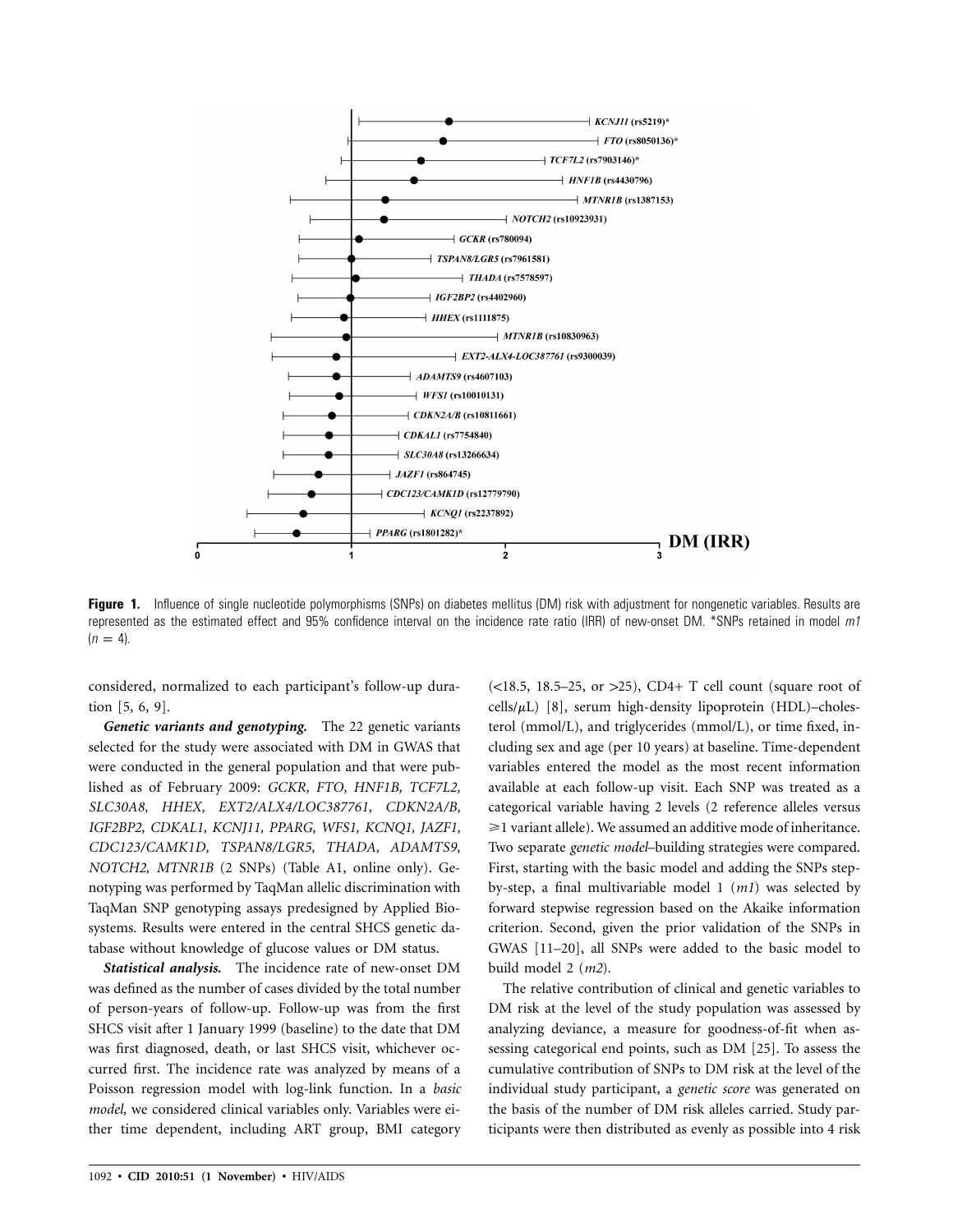KCNJ11 (rs5219)*
FTO (rs8050136)*
TCF7L2 (rs7903146)*
HNF1B (rs4430796)
MTNR1B (rs1387153)
NOTCH2 (rs10923931)
GCKR (rs780094)
TSPAN8/LGR5 (rs7961581)
THADA (rs7578597)
IGF2BP2 (rs4402960)
HHEX (rs1111875)
MTNR1B (rs10830963)
EXT2-ALX4-LOC387761 (rs9300039)
ADAMTS9 (rs4607103)
WFS1 (rs10010131)
CDKN2A/B (rs10811661)
CDKAL1 (rs7754840)
SLC30A8 (rs13266634)
JAZF1 (rs864745)
CDC123/CAMK1D (rs12779790)
KCNQ1 (rs2237892)
PPARG (rs1801282)*

0 1 2 3

DM (IRR)

**Figure 1.** Influence of single nucleotide polymorphisms (SNPs) on diabetes mellitus (DM) risk with adjustment for nongenetic variables. Results are represented as the estimated effect and 95% confidence interval on the incidence rate ratio (IRR) of new-onset DM. *SNPs retained in model *m1* ($n = 4$).

considered, normalized to each participant's follow-up duration [5, 6, 9].

***Genetic variants and genotyping.*** The 22 genetic variants selected for the study were associated with DM in GWAS that were conducted in the general population and that were published as of February 2009: *GCKR, FTO, HNF1B, TCF7L2, SLC30A8, HHEX, EXT2/ALX4/LOC387761, CDKN2A/B, IGF2BP2, CDKAL1, KCNJ11, PPARG, WFS1, KCNQ1, JAZF1, CDC123/CAMK1D, TSPAN8/LGR5, THADA, ADAMTS9, NOTCH2, MTNR1B* (2 SNPs) (Table A1, online only). Genotyping was performed by TaqMan allelic discrimination with TaqMan SNP genotyping assays predesigned by Applied Biosystems. Results were entered in the central SHCS genetic database without knowledge of glucose values or DM status.

***Statistical analysis.*** The incidence rate of new-onset DM was defined as the number of cases divided by the total number of person-years of follow-up. Follow-up was from the first SHCS visit after 1 January 1999 (baseline) to the date that DM was first diagnosed, death, or last SHCS visit, whichever occurred first. The incidence rate was analyzed by means of a Poisson regression model with log-link function. In a *basic model,* we considered clinical variables only. Variables were either time dependent, including ART group, BMI category (<18.5, 18.5–25, or >25), CD4+ T cell count (square root of cells/$\mu$L) [8], serum high-density lipoprotein (HDL)–cholesterol (mmol/L), and triglycerides (mmol/L), or time fixed, including sex and age (per 10 years) at baseline. Time-dependent variables entered the model as the most recent information available at each follow-up visit. Each SNP was treated as a categorical variable having 2 levels (2 reference alleles versus $\geq$1 variant allele). We assumed an additive mode of inheritance. Two separate *genetic model*–building strategies were compared. First, starting with the basic model and adding the SNPs step-by-step, a final multivariable model 1 (*m1*) was selected by forward stepwise regression based on the Akaike information criterion. Second, given the prior validation of the SNPs in GWAS [11–20], all SNPs were added to the basic model to build model 2 (*m2*).

The relative contribution of clinical and genetic variables to DM risk at the level of the study population was assessed by analyzing deviance, a measure for goodness-of-fit when assessing categorical end points, such as DM [25]. To assess the cumulative contribution of SNPs to DM risk at the level of the individual study participant, a *genetic score* was generated on the basis of the number of DM risk alleles carried. Study participants were then distributed as evenly as possible into 4 risk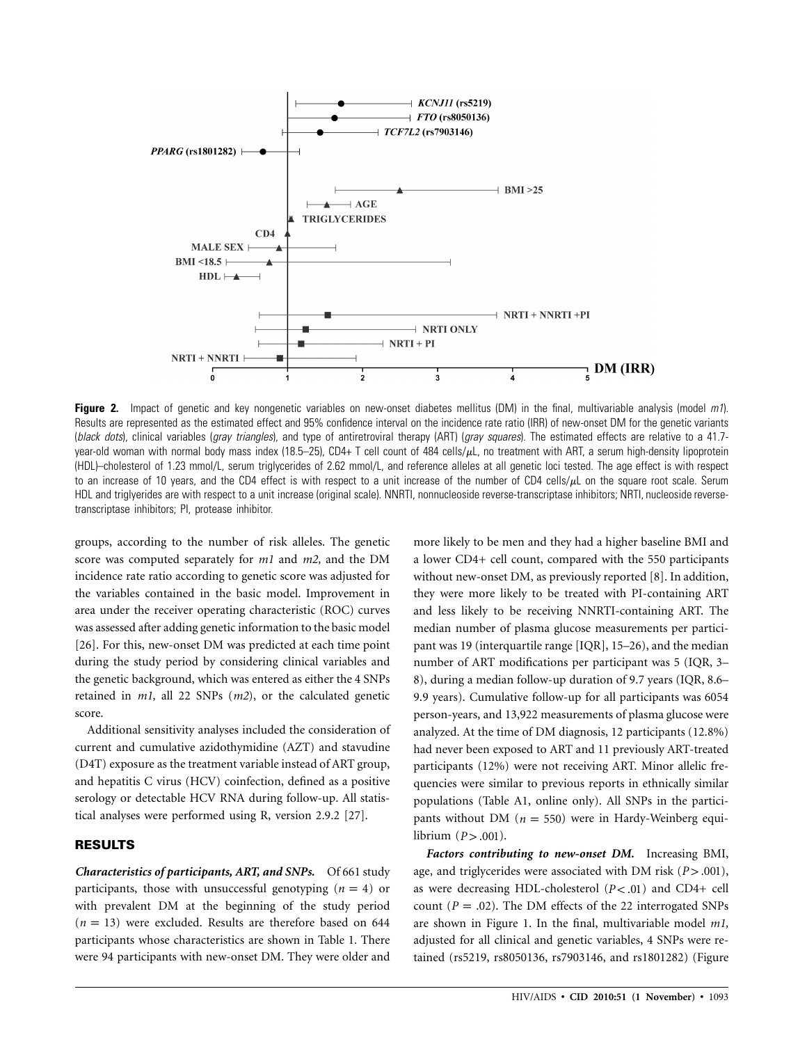KCNJ11 (rs5219)
FTO (rs8050136)
TCF7L2 (rs7903146)
PPARG (rs1801282)
BMI >25
AGE
TRIGLYCERIDES
CD4
MALE SEX
BMI <18.5
HDL
NRTI + NNRTI +PI
NRTI ONLY
NRTI + PI
NRTI + NNRTI
0 1 2 3 4 5
DM (IRR)

**Figure 2.** Impact of genetic and key nongenetic variables on new-onset diabetes mellitus (DM) in the final, multivariable analysis (model *m1*). Results are represented as the estimated effect and 95% confidence interval on the incidence rate ratio (IRR) of new-onset DM for the genetic variants (*black dots*), clinical variables (*gray triangles*), and type of antiretroviral therapy (ART) (*gray squares*). The estimated effects are relative to a 41.7-year-old woman with normal body mass index (18.5–25), CD4+ T cell count of 484 cells/$\mu$L, no treatment with ART, a serum high-density lipoprotein (HDL)–cholesterol of 1.23 mmol/L, serum triglycerides of 2.62 mmol/L, and reference alleles at all genetic loci tested. The age effect is with respect to an increase of 10 years, and the CD4 effect is with respect to a unit increase of the number of CD4 cells/$\mu$L on the square root scale. Serum HDL and triglyerides are with respect to a unit increase (original scale). NNRTI, nonnucleoside reverse-transcriptase inhibitors; NRTI, nucleoside reverse-transcriptase inhibitors; PI, protease inhibitor.

groups, according to the number of risk alleles. The genetic score was computed separately for *m1* and *m2*, and the DM incidence rate ratio according to genetic score was adjusted for the variables contained in the basic model. Improvement in area under the receiver operating characteristic (ROC) curves was assessed after adding genetic information to the basic model [26]. For this, new-onset DM was predicted at each time point during the study period by considering clinical variables and the genetic background, which was entered as either the 4 SNPs retained in *m1,* all 22 SNPs (*m2*), or the calculated genetic score.

Additional sensitivity analyses included the consideration of current and cumulative azidothymidine (AZT) and stavudine (D4T) exposure as the treatment variable instead of ART group, and hepatitis C virus (HCV) coinfection, defined as a positive serology or detectable HCV RNA during follow-up. All statistical analyses were performed using R, version 2.9.2 [27].

## RESULTS

***Characteristics of participants, ART, and SNPs.*** Of 661 study participants, those with unsuccessful genotyping ($n = 4$) or with prevalent DM at the beginning of the study period ($n = 13$) were excluded. Results are therefore based on 644 participants whose characteristics are shown in Table 1. There were 94 participants with new-onset DM. They were older and more likely to be men and they had a higher baseline BMI and a lower CD4+ cell count, compared with the 550 participants without new-onset DM, as previously reported [8]. In addition, they were more likely to be treated with PI-containing ART and less likely to be receiving NNRTI-containing ART. The median number of plasma glucose measurements per participant was 19 (interquartile range [IQR], 15–26), and the median number of ART modifications per participant was 5 (IQR, 3–8), during a median follow-up duration of 9.7 years (IQR, 8.6–9.9 years). Cumulative follow-up for all participants was 6054 person-years, and 13,922 measurements of plasma glucose were analyzed. At the time of DM diagnosis, 12 participants (12.8%) had never been exposed to ART and 11 previously ART-treated participants (12%) were not receiving ART. Minor allelic frequencies were similar to previous reports in ethnically similar populations (Table A1, online only). All SNPs in the participants without DM ($n = 550$) were in Hardy-Weinberg equilibrium ($P > .001$).

***Factors contributing to new-onset DM.*** Increasing BMI, age, and triglycerides were associated with DM risk ($P > .001$), as were decreasing HDL-cholesterol ($P < .01$) and CD4+ cell count ($P = .02$). The DM effects of the 22 interrogated SNPs are shown in Figure 1. In the final, multivariable model *m1,* adjusted for all clinical and genetic variables, 4 SNPs were retained (rs5219, rs8050136, rs7903146, and rs1801282) (Figure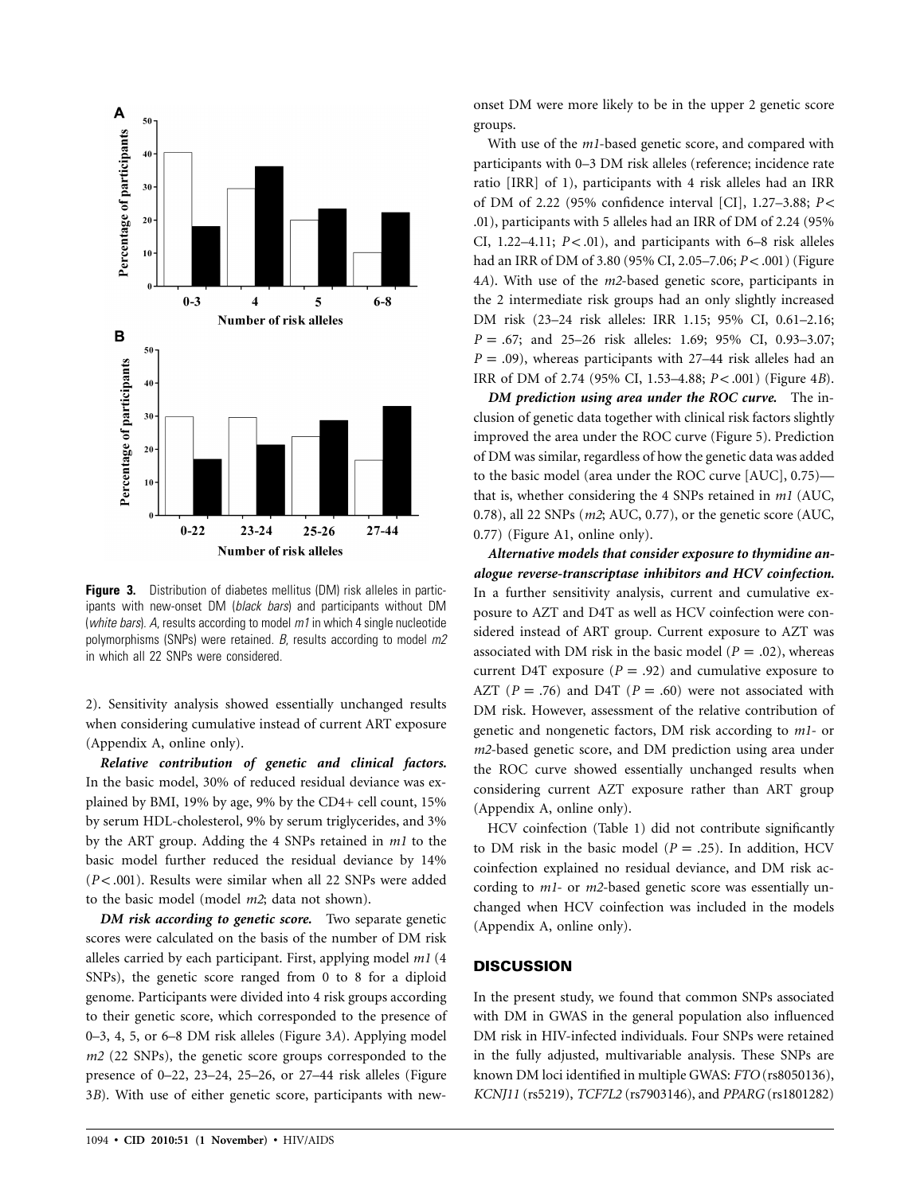A

Percentage of participants

50
40
30
20
10
0

0-3
4
5
6-8

Number of risk alleles

B

Percentage of participants

50
40
30
20
10
0

0-22
23-24
25-26
27-44

Number of risk alleles

**Figure 3.** Distribution of diabetes mellitus (DM) risk alleles in participants with new-onset DM (*black bars*) and participants without DM (*white bars*). *A*, results according to model *m1* in which 4 single nucleotide polymorphisms (SNPs) were retained. *B*, results according to model *m2* in which all 22 SNPs were considered.

2). Sensitivity analysis showed essentially unchanged results when considering cumulative instead of current ART exposure (Appendix A, online only).

***Relative contribution of genetic and clinical factors.*** In the basic model, 30% of reduced residual deviance was explained by BMI, 19% by age, 9% by the CD4+ cell count, 15% by serum HDL-cholesterol, 9% by serum triglycerides, and 3% by the ART group. Adding the 4 SNPs retained in *m1* to the basic model further reduced the residual deviance by 14% ($P < .001$). Results were similar when all 22 SNPs were added to the basic model (model *m2*; data not shown).

***DM risk according to genetic score.*** Two separate genetic scores were calculated on the basis of the number of DM risk alleles carried by each participant. First, applying model *m1* (4 SNPs), the genetic score ranged from 0 to 8 for a diploid genome. Participants were divided into 4 risk groups according to their genetic score, which corresponded to the presence of 0–3, 4, 5, or 6–8 DM risk alleles (Figure 3*A*). Applying model *m2* (22 SNPs), the genetic score groups corresponded to the presence of 0–22, 23–24, 25–26, or 27–44 risk alleles (Figure 3*B*). With use of either genetic score, participants with new-onset DM were more likely to be in the upper 2 genetic score groups.

With use of the *m1*-based genetic score, and compared with participants with 0–3 DM risk alleles (reference; incidence rate ratio [IRR] of 1), participants with 4 risk alleles had an IRR of DM of 2.22 (95% confidence interval [CI], 1.27–3.88; $P < .01$), participants with 5 alleles had an IRR of DM of 2.24 (95% CI, 1.22–4.11; $P < .01$), and participants with 6–8 risk alleles had an IRR of DM of 3.80 (95% CI, 2.05–7.06; $P < .001$) (Figure 4*A*). With use of the *m2*-based genetic score, participants in the 2 intermediate risk groups had an only slightly increased DM risk (23–24 risk alleles: IRR 1.15; 95% CI, 0.61–2.16; $P = .67$; and 25–26 risk alleles: 1.69; 95% CI, 0.93–3.07; $P = .09$), whereas participants with 27–44 risk alleles had an IRR of DM of 2.74 (95% CI, 1.53–4.88; $P < .001$) (Figure 4*B*).

***DM prediction using area under the ROC curve.*** The inclusion of genetic data together with clinical risk factors slightly improved the area under the ROC curve (Figure 5). Prediction of DM was similar, regardless of how the genetic data was added to the basic model (area under the ROC curve [AUC], 0.75)—that is, whether considering the 4 SNPs retained in *m1* (AUC, 0.78), all 22 SNPs (*m2*; AUC, 0.77), or the genetic score (AUC, 0.77) (Figure A1, online only).

***Alternative models that consider exposure to thymidine analogue reverse-transcriptase inhibitors and HCV coinfection.*** In a further sensitivity analysis, current and cumulative exposure to AZT and D4T as well as HCV coinfection were considered instead of ART group. Current exposure to AZT was associated with DM risk in the basic model ($P = .02$), whereas current D4T exposure ($P = .92$) and cumulative exposure to AZT ($P = .76$) and D4T ($P = .60$) were not associated with DM risk. However, assessment of the relative contribution of genetic and nongenetic factors, DM risk according to *m1*- or *m2*-based genetic score, and DM prediction using area under the ROC curve showed essentially unchanged results when considering current AZT exposure rather than ART group (Appendix A, online only).

HCV coinfection (Table 1) did not contribute significantly to DM risk in the basic model ($P = .25$). In addition, HCV coinfection explained no residual deviance, and DM risk according to *m1*- or *m2*-based genetic score was essentially unchanged when HCV coinfection was included in the models (Appendix A, online only).

## DISCUSSION

In the present study, we found that common SNPs associated with DM in GWAS in the general population also influenced DM risk in HIV-infected individuals. Four SNPs were retained in the fully adjusted, multivariable analysis. These SNPs are known DM loci identified in multiple GWAS: *FTO* (rs8050136), *KCNJ11* (rs5219), *TCF7L2* (rs7903146), and *PPARG* (rs1801282)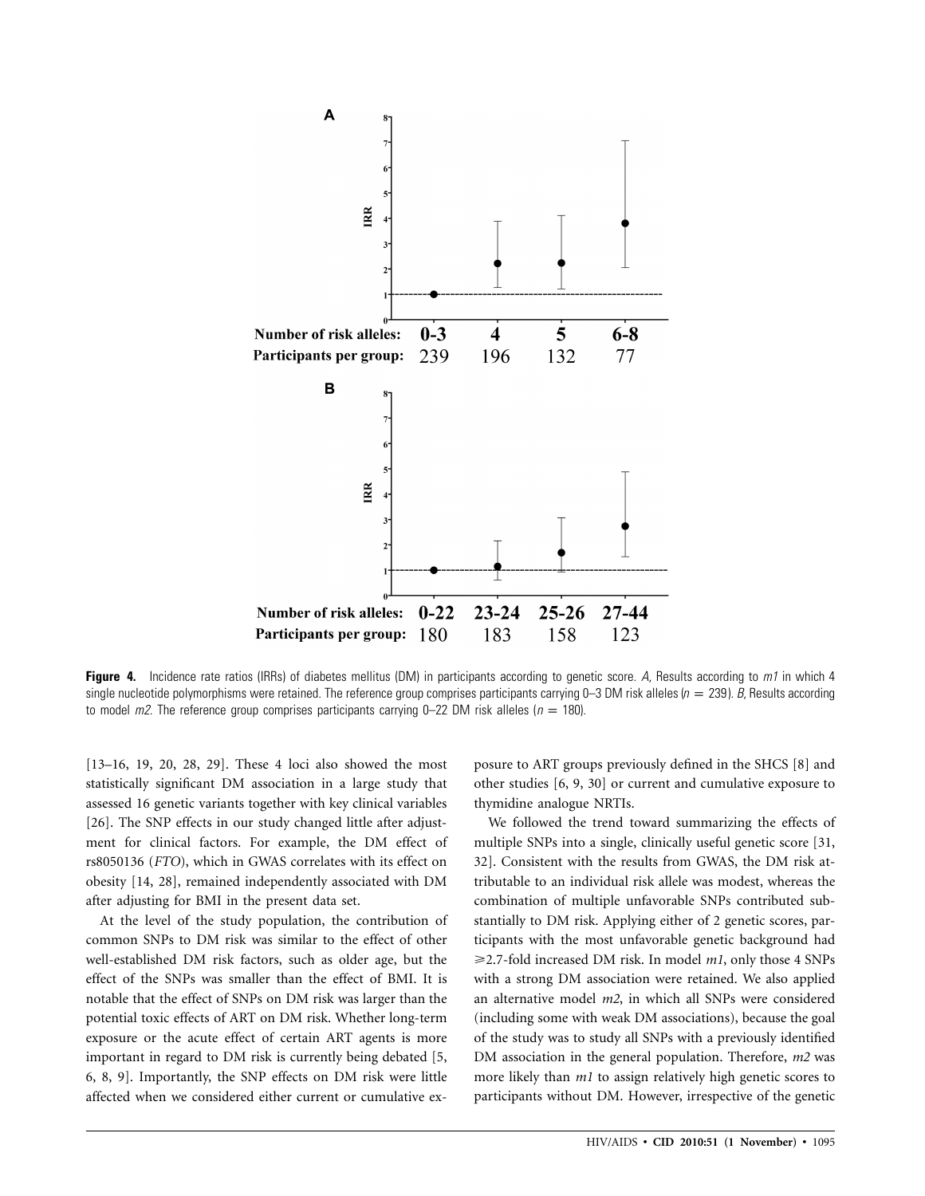A

IRR

Number of risk alleles: 0-3 4 5 6-8

Participants per group: 239 196 132 77

B

IRR

Number of risk alleles: 0-22 23-24 25-26 27-44

Participants per group: 180 183 158 123

**Figure 4.** Incidence rate ratios (IRRs) of diabetes mellitus (DM) in participants according to genetic score. *A,* Results according to *m1* in which 4 single nucleotide polymorphisms were retained. The reference group comprises participants carrying 0–3 DM risk alleles ($n = 239$). *B,* Results according to model *m2.* The reference group comprises participants carrying 0–22 DM risk alleles ($n = 180$).

[13–16, 19, 20, 28, 29]. These 4 loci also showed the most statistically significant DM association in a large study that assessed 16 genetic variants together with key clinical variables [26]. The SNP effects in our study changed little after adjustment for clinical factors. For example, the DM effect of rs8050136 (*FTO*), which in GWAS correlates with its effect on obesity [14, 28], remained independently associated with DM after adjusting for BMI in the present data set.

At the level of the study population, the contribution of common SNPs to DM risk was similar to the effect of other well-established DM risk factors, such as older age, but the effect of the SNPs was smaller than the effect of BMI. It is notable that the effect of SNPs on DM risk was larger than the potential toxic effects of ART on DM risk. Whether long-term exposure or the acute effect of certain ART agents is more important in regard to DM risk is currently being debated [5, 6, 8, 9]. Importantly, the SNP effects on DM risk were little affected when we considered either current or cumulative exposure to ART groups previously defined in the SHCS [8] and other studies [6, 9, 30] or current and cumulative exposure to thymidine analogue NRTIs.

We followed the trend toward summarizing the effects of multiple SNPs into a single, clinically useful genetic score [31, 32]. Consistent with the results from GWAS, the DM risk attributable to an individual risk allele was modest, whereas the combination of multiple unfavorable SNPs contributed substantially to DM risk. Applying either of 2 genetic scores, participants with the most unfavorable genetic background had $\geqslant$2.7-fold increased DM risk. In model *m1*, only those 4 SNPs with a strong DM association were retained. We also applied an alternative model *m2*, in which all SNPs were considered (including some with weak DM associations), because the goal of the study was to study all SNPs with a previously identified DM association in the general population. Therefore, *m2* was more likely than *m1* to assign relatively high genetic scores to participants without DM. However, irrespective of the genetic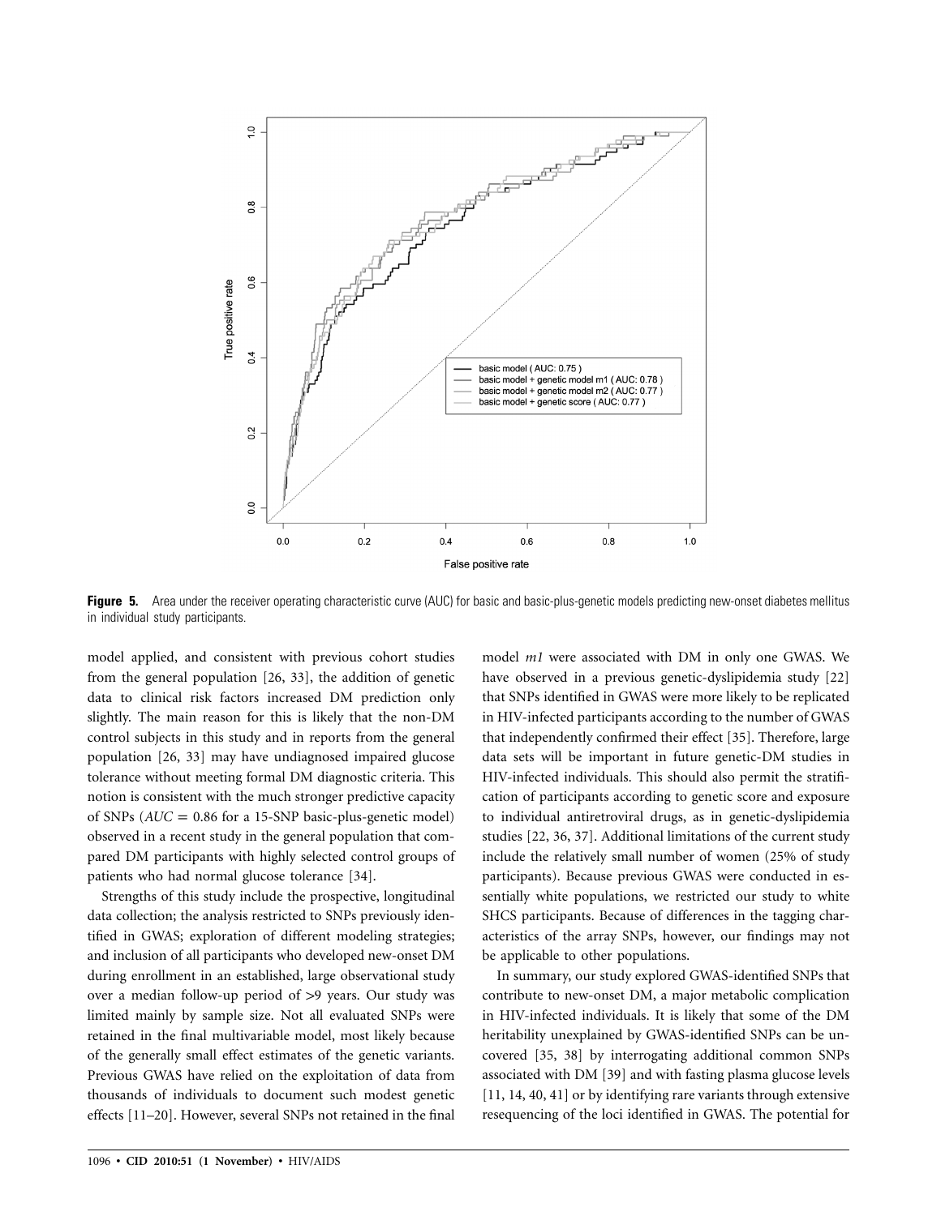True positive rate

1.0
0.8
0.6
0.4
0.2
0.0

0.0 0.2 0.4 0.6 0.8 1.0

False positive rate

basic model ( AUC: 0.75 )
basic model + genetic model m1 ( AUC: 0.78 )
basic model + genetic model m2 ( AUC: 0.77 )
basic model + genetic score ( AUC: 0.77 )

**Figure 5.** Area under the receiver operating characteristic curve (AUC) for basic and basic-plus-genetic models predicting new-onset diabetes mellitus in individual study participants.

model applied, and consistent with previous cohort studies from the general population [26, 33], the addition of genetic data to clinical risk factors increased DM prediction only slightly. The main reason for this is likely that the non-DM control subjects in this study and in reports from the general population [26, 33] may have undiagnosed impaired glucose tolerance without meeting formal DM diagnostic criteria. This notion is consistent with the much stronger predictive capacity of SNPs ($AUC = 0.86$ for a 15-SNP basic-plus-genetic model) observed in a recent study in the general population that compared DM participants with highly selected control groups of patients who had normal glucose tolerance [34].

Strengths of this study include the prospective, longitudinal data collection; the analysis restricted to SNPs previously identified in GWAS; exploration of different modeling strategies; and inclusion of all participants who developed new-onset DM during enrollment in an established, large observational study over a median follow-up period of >9 years. Our study was limited mainly by sample size. Not all evaluated SNPs were retained in the final multivariable model, most likely because of the generally small effect estimates of the genetic variants. Previous GWAS have relied on the exploitation of data from thousands of individuals to document such modest genetic effects [11–20]. However, several SNPs not retained in the final model *m1* were associated with DM in only one GWAS. We have observed in a previous genetic-dyslipidemia study [22] that SNPs identified in GWAS were more likely to be replicated in HIV-infected participants according to the number of GWAS that independently confirmed their effect [35]. Therefore, large data sets will be important in future genetic-DM studies in HIV-infected individuals. This should also permit the stratification of participants according to genetic score and exposure to individual antiretroviral drugs, as in genetic-dyslipidemia studies [22, 36, 37]. Additional limitations of the current study include the relatively small number of women (25% of study participants). Because previous GWAS were conducted in essentially white populations, we restricted our study to white SHCS participants. Because of differences in the tagging characteristics of the array SNPs, however, our findings may not be applicable to other populations.

In summary, our study explored GWAS-identified SNPs that contribute to new-onset DM, a major metabolic complication in HIV-infected individuals. It is likely that some of the DM heritability unexplained by GWAS-identified SNPs can be uncovered [35, 38] by interrogating additional common SNPs associated with DM [39] and with fasting plasma glucose levels [11, 14, 40, 41] or by identifying rare variants through extensive resequencing of the loci identified in GWAS. The potential for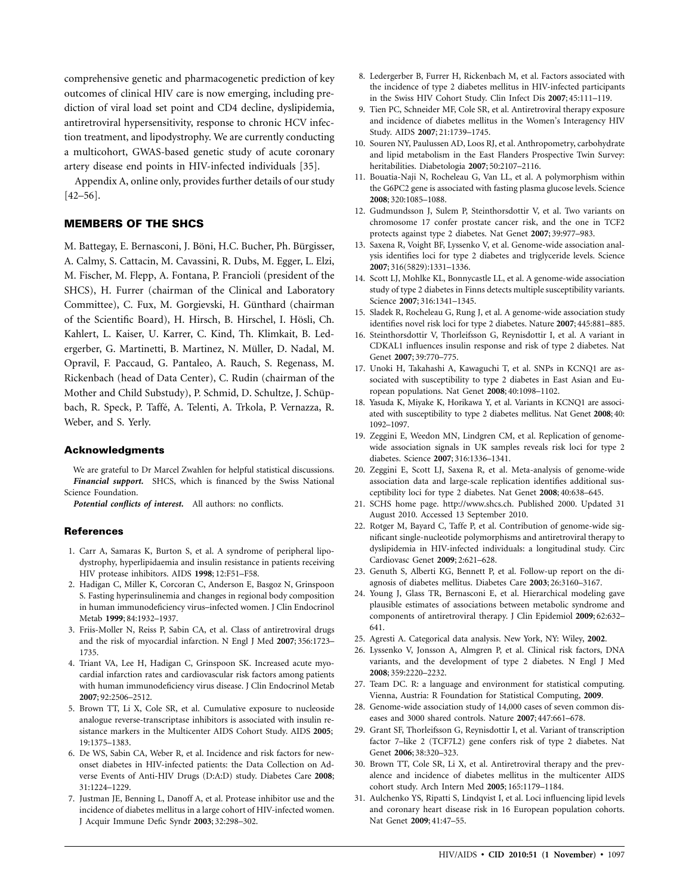comprehensive genetic and pharmacogenetic prediction of key outcomes of clinical HIV care is now emerging, including prediction of viral load set point and CD4 decline, dyslipidemia, antiretroviral hypersensitivity, response to chronic HCV infection treatment, and lipodystrophy. We are currently conducting a multicohort, GWAS-based genetic study of acute coronary artery disease end points in HIV-infected individuals [35].

Appendix A, online only, provides further details of our study [42–56].

## MEMBERS OF THE SHCS

M. Battegay, E. Bernasconi, J. Böni, H.C. Bucher, Ph. Bürgisser, A. Calmy, S. Cattacin, M. Cavassini, R. Dubs, M. Egger, L. Elzi, M. Fischer, M. Flepp, A. Fontana, P. Francioli (president of the SHCS), H. Furrer (chairman of the Clinical and Laboratory Committee), C. Fux, M. Gorgievski, H. Günthard (chairman of the Scientific Board), H. Hirsch, B. Hirschel, I. Hösli, Ch. Kahlert, L. Kaiser, U. Karrer, C. Kind, Th. Klimkait, B. Ledergerber, G. Martinetti, B. Martinez, N. Müller, D. Nadal, M. Opravil, F. Paccaud, G. Pantaleo, A. Rauch, S. Regenass, M. Rickenbach (head of Data Center), C. Rudin (chairman of the Mother and Child Substudy), P. Schmid, D. Schultze, J. Schüpbach, R. Speck, P. Taffé, A. Telenti, A. Trkola, P. Vernazza, R. Weber, and S. Yerly.

### Acknowledgments

We are grateful to Dr Marcel Zwahlen for helpful statistical discussions.

***Financial support.*** SHCS, which is financed by the Swiss National Science Foundation.

***Potential conflicts of interest.*** All authors: no conflicts.

### References

1. Carr A, Samaras K, Burton S, et al. A syndrome of peripheral lipodystrophy, hyperlipidaemia and insulin resistance in patients receiving HIV protease inhibitors. AIDS **1998**; 12:F51–F58.
2. Hadigan C, Miller K, Corcoran C, Anderson E, Basgoz N, Grinspoon S. Fasting hyperinsulinemia and changes in regional body composition in human immunodeficiency virus–infected women. J Clin Endocrinol Metab **1999**; 84:1932–1937.
3. Friis-Moller N, Reiss P, Sabin CA, et al. Class of antiretroviral drugs and the risk of myocardial infarction. N Engl J Med **2007**; 356:1723–1735.
4. Triant VA, Lee H, Hadigan C, Grinspoon SK. Increased acute myocardial infarction rates and cardiovascular risk factors among patients with human immunodeficiency virus disease. J Clin Endocrinol Metab **2007**; 92:2506–2512.
5. Brown TT, Li X, Cole SR, et al. Cumulative exposure to nucleoside analogue reverse-transcriptase inhibitors is associated with insulin resistance markers in the Multicenter AIDS Cohort Study. AIDS **2005**; 19:1375–1383.
6. De WS, Sabin CA, Weber R, et al. Incidence and risk factors for new-onset diabetes in HIV-infected patients: the Data Collection on Adverse Events of Anti-HIV Drugs (D:A:D) study. Diabetes Care **2008**; 31:1224–1229.
7. Justman JE, Benning L, Danoff A, et al. Protease inhibitor use and the incidence of diabetes mellitus in a large cohort of HIV-infected women. J Acquir Immune Defic Syndr **2003**; 32:298–302.
8. Ledergerber B, Furrer H, Rickenbach M, et al. Factors associated with the incidence of type 2 diabetes mellitus in HIV-infected participants in the Swiss HIV Cohort Study. Clin Infect Dis **2007**; 45:111–119.
9. Tien PC, Schneider MF, Cole SR, et al. Antiretroviral therapy exposure and incidence of diabetes mellitus in the Women's Interagency HIV Study. AIDS **2007**; 21:1739–1745.
10. Souren NY, Paulussen AD, Loos RJ, et al. Anthropometry, carbohydrate and lipid metabolism in the East Flanders Prospective Twin Survey: heritabilities. Diabetologia **2007**; 50:2107–2116.
11. Bouatia-Naji N, Rocheleau G, Van LL, et al. A polymorphism within the G6PC2 gene is associated with fasting plasma glucose levels. Science **2008**; 320:1085–1088.
12. Gudmundsson J, Sulem P, Steinthorsdottir V, et al. Two variants on chromosome 17 confer prostate cancer risk, and the one in TCF2 protects against type 2 diabetes. Nat Genet **2007**; 39:977–983.
13. Saxena R, Voight BF, Lyssenko V, et al. Genome-wide association analysis identifies loci for type 2 diabetes and triglyceride levels. Science **2007**; 316(5829):1331–1336.
14. Scott LJ, Mohlke KL, Bonnycastle LL, et al. A genome-wide association study of type 2 diabetes in Finns detects multiple susceptibility variants. Science **2007**; 316:1341–1345.
15. Sladek R, Rocheleau G, Rung J, et al. A genome-wide association study identifies novel risk loci for type 2 diabetes. Nature **2007**; 445:881–885.
16. Steinthorsdottir V, Thorleifsson G, Reynisdottir I, et al. A variant in CDKAL1 influences insulin response and risk of type 2 diabetes. Nat Genet **2007**; 39:770–775.
17. Unoki H, Takahashi A, Kawaguchi T, et al. SNPs in KCNQ1 are associated with susceptibility to type 2 diabetes in East Asian and European populations. Nat Genet **2008**; 40:1098–1102.
18. Yasuda K, Miyake K, Horikawa Y, et al. Variants in KCNQ1 are associated with susceptibility to type 2 diabetes mellitus. Nat Genet **2008**; 40: 1092–1097.
19. Zeggini E, Weedon MN, Lindgren CM, et al. Replication of genome-wide association signals in UK samples reveals risk loci for type 2 diabetes. Science **2007**; 316:1336–1341.
20. Zeggini E, Scott LJ, Saxena R, et al. Meta-analysis of genome-wide association data and large-scale replication identifies additional susceptibility loci for type 2 diabetes. Nat Genet **2008**; 40:638–645.
21. SCHS home page. http://www.shcs.ch. Published 2000. Updated 31 August 2010. Accessed 13 September 2010.
22. Rotger M, Bayard C, Taffe P, et al. Contribution of genome-wide significant single-nucleotide polymorphisms and antiretroviral therapy to dyslipidemia in HIV-infected individuals: a longitudinal study. Circ Cardiovasc Genet **2009**; 2:621–628.
23. Genuth S, Alberti KG, Bennett P, et al. Follow-up report on the diagnosis of diabetes mellitus. Diabetes Care **2003**; 26:3160–3167.
24. Young J, Glass TR, Bernasconi E, et al. Hierarchical modeling gave plausible estimates of associations between metabolic syndrome and components of antiretroviral therapy. J Clin Epidemiol **2009**; 62:632–641.
25. Agresti A. Categorical data analysis. New York, NY: Wiley, **2002**.
26. Lyssenko V, Jonsson A, Almgren P, et al. Clinical risk factors, DNA variants, and the development of type 2 diabetes. N Engl J Med **2008**; 359:2220–2232.
27. Team DC. R: a language and environment for statistical computing. Vienna, Austria: R Foundation for Statistical Computing, **2009**.
28. Genome-wide association study of 14,000 cases of seven common diseases and 3000 shared controls. Nature **2007**; 447:661–678.
29. Grant SF, Thorleifsson G, Reynisdottir I, et al. Variant of transcription factor 7–like 2 (TCF7L2) gene confers risk of type 2 diabetes. Nat Genet **2006**; 38:320–323.
30. Brown TT, Cole SR, Li X, et al. Antiretroviral therapy and the prevalence and incidence of diabetes mellitus in the multicenter AIDS cohort study. Arch Intern Med **2005**; 165:1179–1184.
31. Aulchenko YS, Ripatti S, Lindqvist I, et al. Loci influencing lipid levels and coronary heart disease risk in 16 European population cohorts. Nat Genet **2009**; 41:47–55.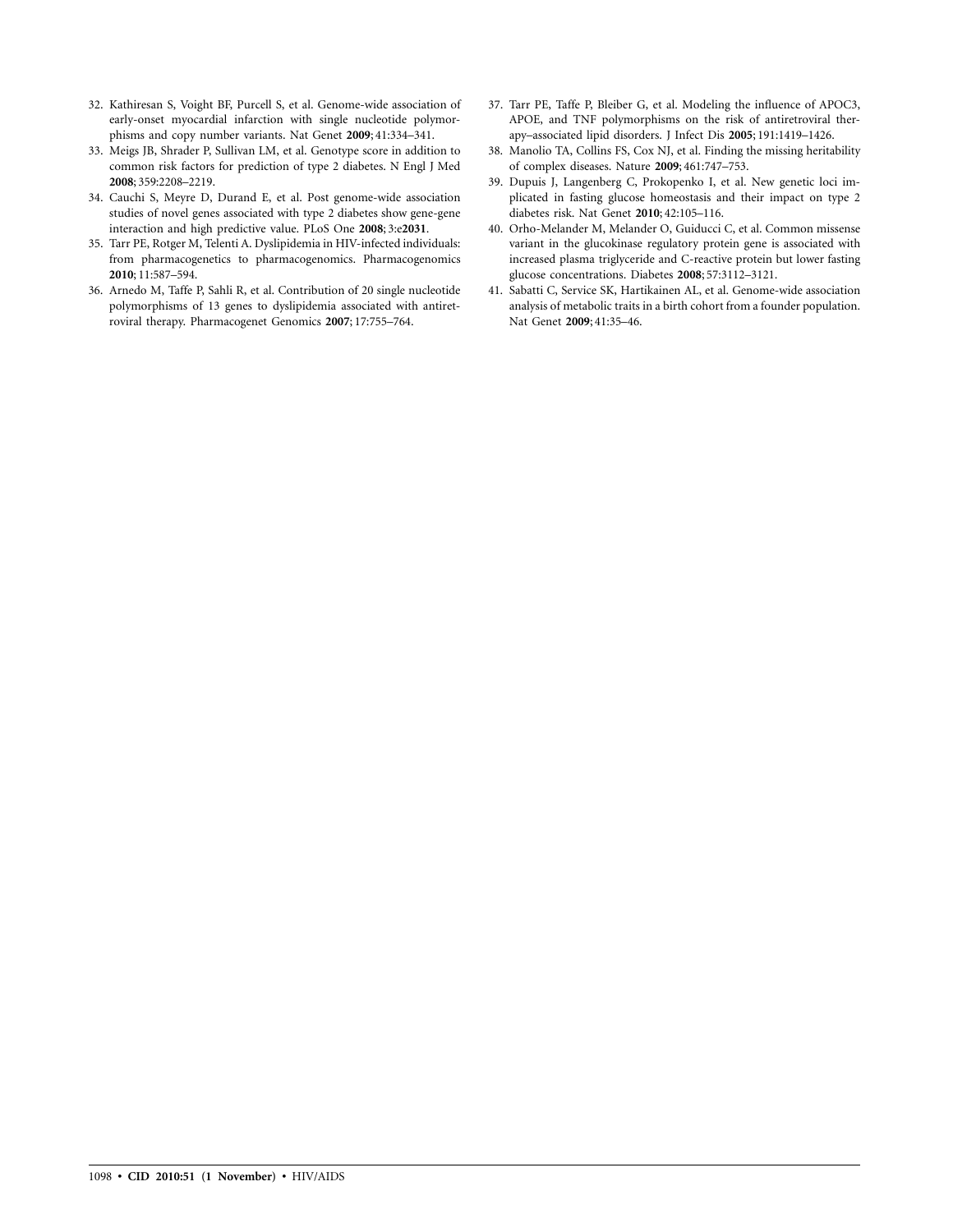32. Kathiresan S, Voight BF, Purcell S, et al. Genome-wide association of early-onset myocardial infarction with single nucleotide polymorphisms and copy number variants. Nat Genet **2009**; 41:334–341.
33. Meigs JB, Shrader P, Sullivan LM, et al. Genotype score in addition to common risk factors for prediction of type 2 diabetes. N Engl J Med **2008**; 359:2208–2219.
34. Cauchi S, Meyre D, Durand E, et al. Post genome-wide association studies of novel genes associated with type 2 diabetes show gene-gene interaction and high predictive value. PLoS One **2008**; 3:e**2031**.
35. Tarr PE, Rotger M, Telenti A. Dyslipidemia in HIV-infected individuals: from pharmacogenetics to pharmacogenomics. Pharmacogenomics **2010**; 11:587–594.
36. Arnedo M, Taffe P, Sahli R, et al. Contribution of 20 single nucleotide polymorphisms of 13 genes to dyslipidemia associated with antiretroviral therapy. Pharmacogenet Genomics **2007**; 17:755–764.
37. Tarr PE, Taffe P, Bleiber G, et al. Modeling the influence of APOC3, APOE, and TNF polymorphisms on the risk of antiretroviral therapy–associated lipid disorders. J Infect Dis **2005**; 191:1419–1426.
38. Manolio TA, Collins FS, Cox NJ, et al. Finding the missing heritability of complex diseases. Nature **2009**; 461:747–753.
39. Dupuis J, Langenberg C, Prokopenko I, et al. New genetic loci implicated in fasting glucose homeostasis and their impact on type 2 diabetes risk. Nat Genet **2010**; 42:105–116.
40. Orho-Melander M, Melander O, Guiducci C, et al. Common missense variant in the glucokinase regulatory protein gene is associated with increased plasma triglyceride and C-reactive protein but lower fasting glucose concentrations. Diabetes **2008**; 57:3112–3121.
41. Sabatti C, Service SK, Hartikainen AL, et al. Genome-wide association analysis of metabolic traits in a birth cohort from a founder population. Nat Genet **2009**; 41:35–46.